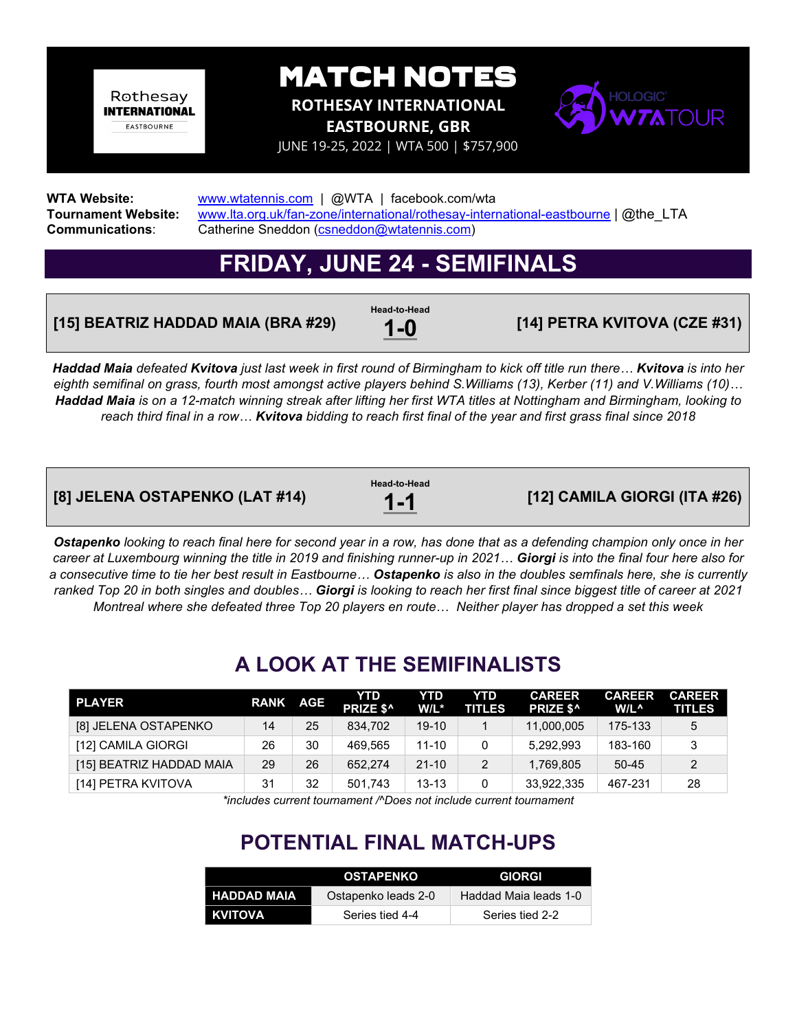# MATCH NOTES

**ROTHESAY INTERNATIONAL**
**EASTBOURNE, GBR**
JUNE 19-25, 2022 | WTA 500 | $757,900

**WTA Website:** www.wtatennis.com | @WTA | facebook.com/wta
**Tournament Website:** www.lta.org.uk/fan-zone/international/rothesay-international-eastbourne | @the_LTA
**Communications**: Catherine Sneddon (csneddon@wtatennis.com)

## FRIDAY, JUNE 24 - SEMIFINALS

**[15] BEATRIZ HADDAD MAIA (BRA #29)** — Head-to-Head **1-0** — **[14] PETRA KVITOVA (CZE #31)**

*__Haddad Maia__ defeated __Kvitova__ just last week in first round of Birmingham to kick off title run there… __Kvitova__ is into her eighth semifinal on grass, fourth most amongst active players behind S.Williams (13), Kerber (11) and V.Williams (10)… __Haddad Maia__ is on a 12-match winning streak after lifting her first WTA titles at Nottingham and Birmingham, looking to reach third final in a row… __Kvitova__ bidding to reach first final of the year and first grass final since 2018*

**[8] JELENA OSTAPENKO (LAT #14)** — Head-to-Head **1-1** — **[12] CAMILA GIORGI (ITA #26)**

*__Ostapenko__ looking to reach final here for second year in a row, has done that as a defending champion only once in her career at Luxembourg winning the title in 2019 and finishing runner-up in 2021… __Giorgi__ is into the final four here also for a consecutive time to tie her best result in Eastbourne… __Ostapenko__ is also in the doubles semfinals here, she is currently ranked Top 20 in both singles and doubles… __Giorgi__ is looking to reach her first final since biggest title of career at 2021 Montreal where she defeated three Top 20 players en route… Neither player has dropped a set this week*

## A LOOK AT THE SEMIFINALISTS

| PLAYER | RANK | AGE | YTD PRIZE $^ | YTD W/L* | YTD TITLES | CAREER PRIZE $^ | CAREER W/L^ | CAREER TITLES |
|---|---|---|---|---|---|---|---|---|
| [8] JELENA OSTAPENKO | 14 | 25 | 834,702 | 19-10 | 1 | 11,000,005 | 175-133 | 5 |
| [12] CAMILA GIORGI | 26 | 30 | 469,565 | 11-10 | 0 | 5,292,993 | 183-160 | 3 |
| [15] BEATRIZ HADDAD MAIA | 29 | 26 | 652,274 | 21-10 | 2 | 1,769,805 | 50-45 | 2 |
| [14] PETRA KVITOVA | 31 | 32 | 501,743 | 13-13 | 0 | 33,922,335 | 467-231 | 28 |

*\*includes current tournament /^Does not include current tournament*

## POTENTIAL FINAL MATCH-UPS

| | OSTAPENKO | GIORGI |
|---|---|---|
| **HADDAD MAIA** | Ostapenko leads 2-0 | Haddad Maia leads 1-0 |
| **KVITOVA** | Series tied 4-4 | Series tied 2-2 |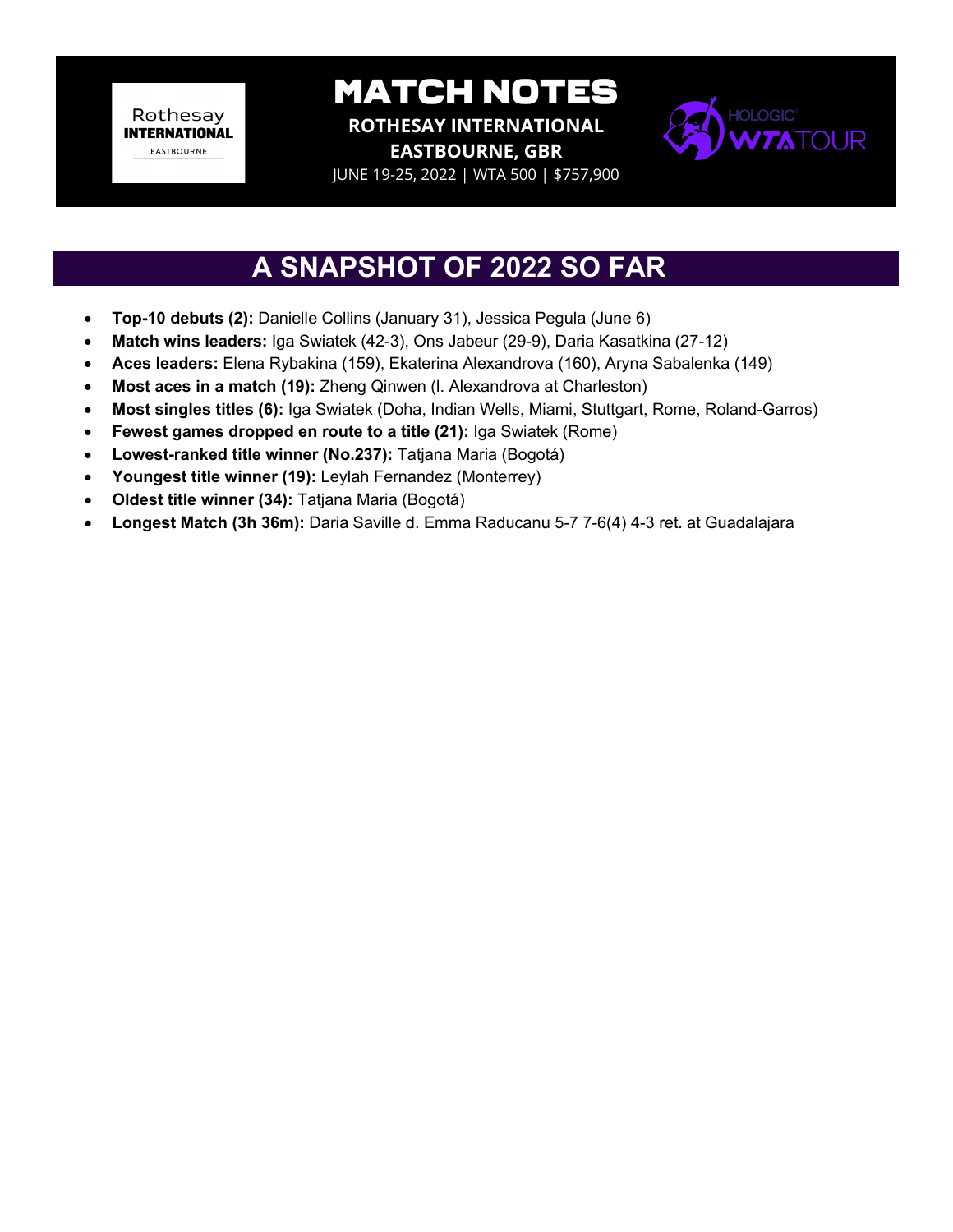# MATCH NOTES

**ROTHESAY INTERNATIONAL**
**EASTBOURNE, GBR**
JUNE 19-25, 2022 | WTA 500 | $757,900

## A SNAPSHOT OF 2022 SO FAR

- **Top-10 debuts (2):** Danielle Collins (January 31), Jessica Pegula (June 6)
- **Match wins leaders:** Iga Swiatek (42-3), Ons Jabeur (29-9), Daria Kasatkina (27-12)
- **Aces leaders:** Elena Rybakina (159), Ekaterina Alexandrova (160), Aryna Sabalenka (149)
- **Most aces in a match (19):** Zheng Qinwen (l. Alexandrova at Charleston)
- **Most singles titles (6):** Iga Swiatek (Doha, Indian Wells, Miami, Stuttgart, Rome, Roland-Garros)
- **Fewest games dropped en route to a title (21):** Iga Swiatek (Rome)
- **Lowest-ranked title winner (No.237):** Tatjana Maria (Bogotá)
- **Youngest title winner (19):** Leylah Fernandez (Monterrey)
- **Oldest title winner (34):** Tatjana Maria (Bogotá)
- **Longest Match (3h 36m):** Daria Saville d. Emma Raducanu 5-7 7-6(4) 4-3 ret. at Guadalajara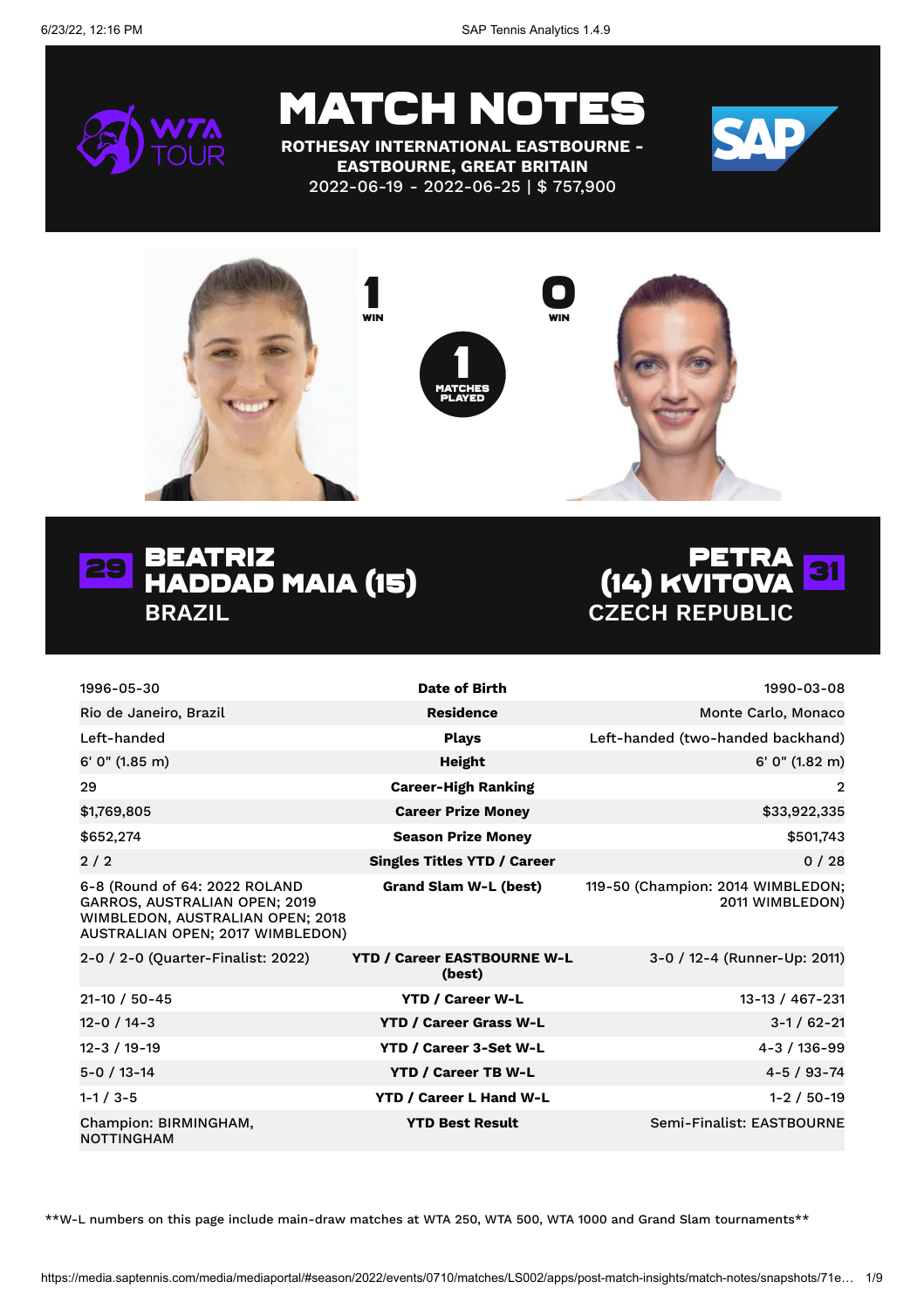# MATCH NOTES

**ROTHESAY INTERNATIONAL EASTBOURNE - EASTBOURNE, GREAT BRITAIN**

2022-06-19 - 2022-06-25 | $ 757,900

1 WIN | 1 MATCHES PLAYED | 0 WIN

## 29 BEATRIZ HADDAD MAIA (15) — BRAZIL

## PETRA (14) KVITOVA 31 — CZECH REPUBLIC

| Beatriz Haddad Maia | | Petra Kvitova |
|---|---|---|
| 1996-05-30 | **Date of Birth** | 1990-03-08 |
| Rio de Janeiro, Brazil | **Residence** | Monte Carlo, Monaco |
| Left-handed | **Plays** | Left-handed (two-handed backhand) |
| 6' 0" (1.85 m) | **Height** | 6' 0" (1.82 m) |
| 29 | **Career-High Ranking** | 2 |
| $1,769,805 | **Career Prize Money** | $33,922,335 |
| $652,274 | **Season Prize Money** | $501,743 |
| 2 / 2 | **Singles Titles YTD / Career** | 0 / 28 |
| 6-8 (Round of 64: 2022 ROLAND GARROS, AUSTRALIAN OPEN; 2019 WIMBLEDON, AUSTRALIAN OPEN; 2018 AUSTRALIAN OPEN; 2017 WIMBLEDON) | **Grand Slam W-L (best)** | 119-50 (Champion: 2014 WIMBLEDON; 2011 WIMBLEDON) |
| 2-0 / 2-0 (Quarter-Finalist: 2022) | **YTD / Career EASTBOURNE W-L (best)** | 3-0 / 12-4 (Runner-Up: 2011) |
| 21-10 / 50-45 | **YTD / Career W-L** | 13-13 / 467-231 |
| 12-0 / 14-3 | **YTD / Career Grass W-L** | 3-1 / 62-21 |
| 12-3 / 19-19 | **YTD / Career 3-Set W-L** | 4-3 / 136-99 |
| 5-0 / 13-14 | **YTD / Career TB W-L** | 4-5 / 93-74 |
| 1-1 / 3-5 | **YTD / Career L Hand W-L** | 1-2 / 50-19 |
| Champion: BIRMINGHAM, NOTTINGHAM | **YTD Best Result** | Semi-Finalist: EASTBOURNE |

**W-L numbers on this page include main-draw matches at WTA 250, WTA 500, WTA 1000 and Grand Slam tournaments**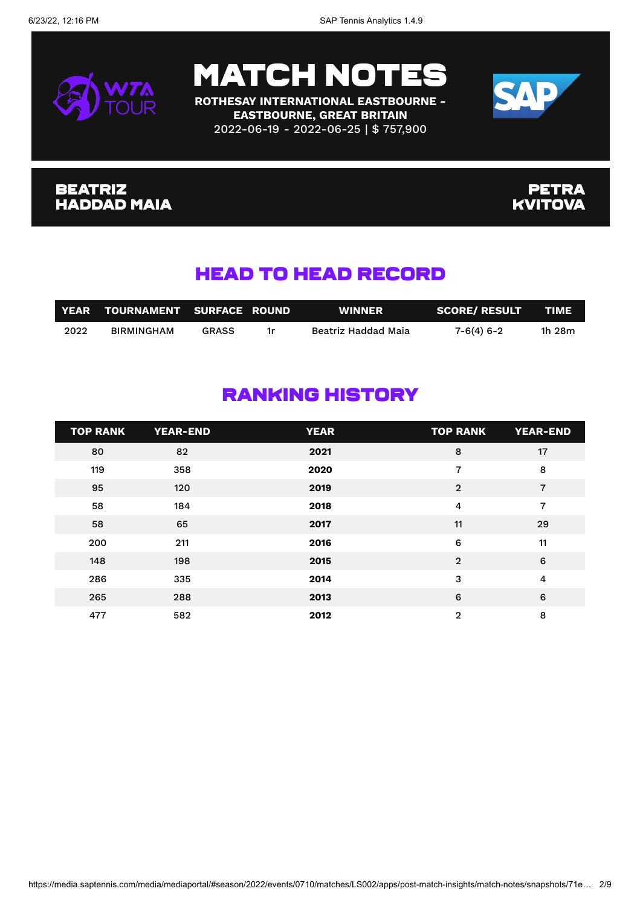# MATCH NOTES

**ROTHESAY INTERNATIONAL EASTBOURNE - EASTBOURNE, GREAT BRITAIN**
2022-06-19 - 2022-06-25 | $ 757,900

**BEATRIZ HADDAD MAIA** | **PETRA KVITOVA**

## HEAD TO HEAD RECORD

| YEAR | TOURNAMENT | SURFACE | ROUND | WINNER | SCORE/ RESULT | TIME |
|---|---|---|---|---|---|---|
| 2022 | BIRMINGHAM | GRASS | 1r | Beatriz Haddad Maia | 7-6(4) 6-2 | 1h 28m |

## RANKING HISTORY

| TOP RANK | YEAR-END | YEAR | TOP RANK | YEAR-END |
|---|---|---|---|---|
| 80 | 82 | **2021** | 8 | 17 |
| 119 | 358 | **2020** | 7 | 8 |
| 95 | 120 | **2019** | 2 | 7 |
| 58 | 184 | **2018** | 4 | 7 |
| 58 | 65 | **2017** | 11 | 29 |
| 200 | 211 | **2016** | 6 | 11 |
| 148 | 198 | **2015** | 2 | 6 |
| 286 | 335 | **2014** | 3 | 4 |
| 265 | 288 | **2013** | 6 | 6 |
| 477 | 582 | **2012** | 2 | 8 |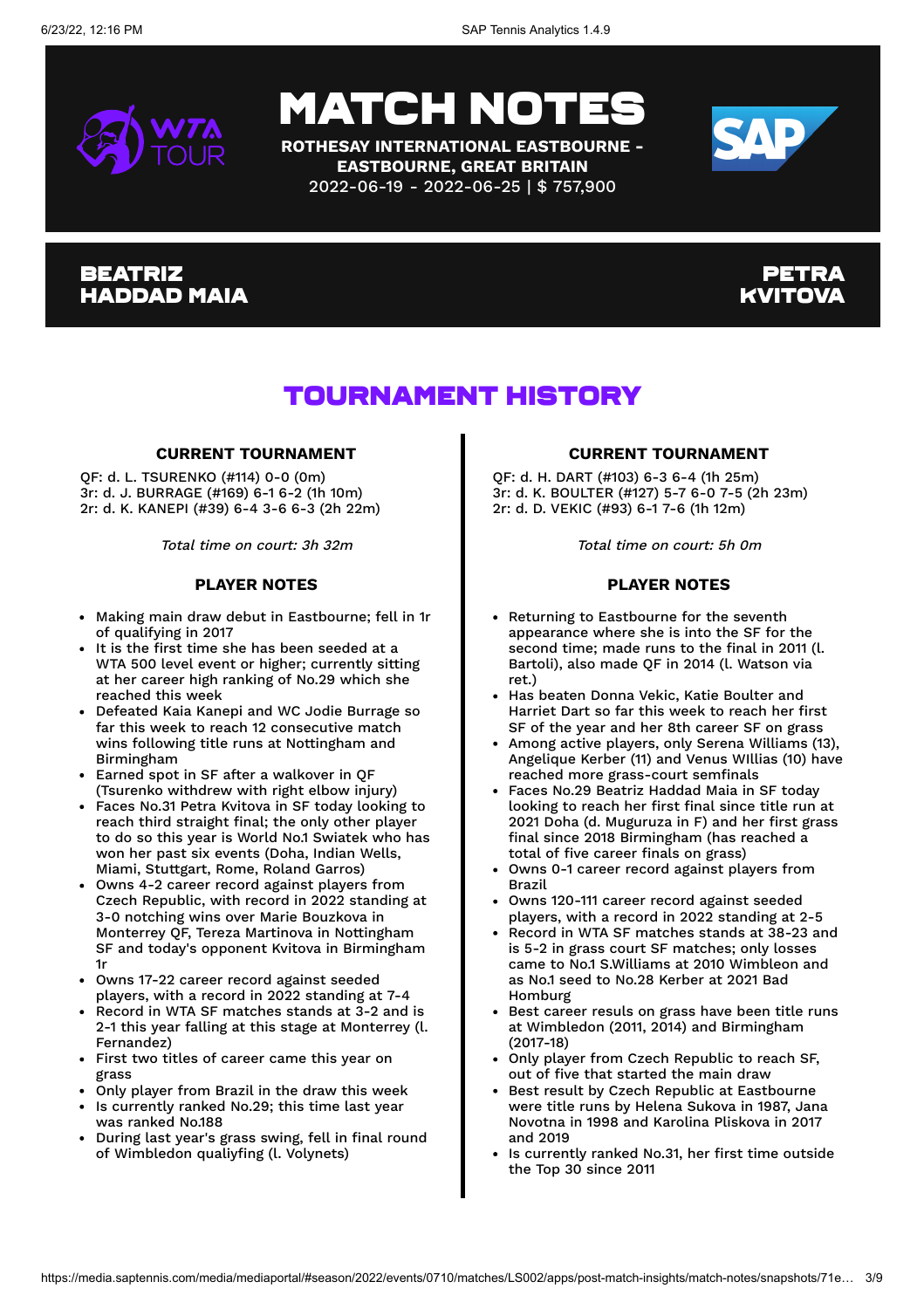# MATCH NOTES

**ROTHESAY INTERNATIONAL EASTBOURNE - EASTBOURNE, GREAT BRITAIN**
2022-06-19 - 2022-06-25 | $ 757,900

**BEATRIZ HADDAD MAIA** | **PETRA KVITOVA**

## TOURNAMENT HISTORY

### BEATRIZ HADDAD MAIA

#### CURRENT TOURNAMENT

QF: d. L. TSURENKO (#114) 0-0 (0m)
3r: d. J. BURRAGE (#169) 6-1 6-2 (1h 10m)
2r: d. K. KANEPI (#39) 6-4 3-6 6-3 (2h 22m)

*Total time on court: 3h 32m*

#### PLAYER NOTES

- Making main draw debut in Eastbourne; fell in 1r of qualifying in 2017
- It is the first time she has been seeded at a WTA 500 level event or higher; currently sitting at her career high ranking of No.29 which she reached this week
- Defeated Kaia Kanepi and WC Jodie Burrage so far this week to reach 12 consecutive match wins following title runs at Nottingham and Birmingham
- Earned spot in SF after a walkover in QF (Tsurenko withdrew with right elbow injury)
- Faces No.31 Petra Kvitova in SF today looking to reach third straight final; the only other player to do so this year is World No.1 Swiatek who has won her past six events (Doha, Indian Wells, Miami, Stuttgart, Rome, Roland Garros)
- Owns 4-2 career record against players from Czech Republic, with record in 2022 standing at 3-0 notching wins over Marie Bouzkova in Monterrey QF, Tereza Martinova in Nottingham SF and today's opponent Kvitova in Birmingham 1r
- Owns 17-22 career record against seeded players, with a record in 2022 standing at 7-4
- Record in WTA SF matches stands at 3-2 and is 2-1 this year falling at this stage at Monterrey (l. Fernandez)
- First two titles of career came this year on grass
- Only player from Brazil in the draw this week
- Is currently ranked No.29; this time last year was ranked No.188
- During last year's grass swing, fell in final round of Wimbledon qualiyfing (l. Volynets)

### PETRA KVITOVA

#### CURRENT TOURNAMENT

QF: d. H. DART (#103) 6-3 6-4 (1h 25m)
3r: d. K. BOULTER (#127) 5-7 6-0 7-5 (2h 23m)
2r: d. D. VEKIC (#93) 6-1 7-6 (1h 12m)

*Total time on court: 5h 0m*

#### PLAYER NOTES

- Returning to Eastbourne for the seventh appearance where she is into the SF for the second time; made runs to the final in 2011 (l. Bartoli), also made QF in 2014 (l. Watson via ret.)
- Has beaten Donna Vekic, Katie Boulter and Harriet Dart so far this week to reach her first SF of the year and her 8th career SF on grass
- Among active players, only Serena Williams (13), Angelique Kerber (11) and Venus WIllias (10) have reached more grass-court semfinals
- Faces No.29 Beatriz Haddad Maia in SF today looking to reach her first final since title run at 2021 Doha (d. Muguruza in F) and her first grass final since 2018 Birmingham (has reached a total of five career finals on grass)
- Owns 0-1 career record against players from Brazil
- Owns 120-111 career record against seeded players, with a record in 2022 standing at 2-5
- Record in WTA SF matches stands at 38-23 and is 5-2 in grass court SF matches; only losses came to No.1 S.Williams at 2010 Wimbledon and as No.1 seed to No.28 Kerber at 2021 Bad Homburg
- Best career resuls on grass have been title runs at Wimbledon (2011, 2014) and Birmingham (2017-18)
- Only player from Czech Republic to reach SF, out of five that started the main draw
- Best result by Czech Republic at Eastbourne were title runs by Helena Sukova in 1987, Jana Novotna in 1998 and Karolina Pliskova in 2017 and 2019
- Is currently ranked No.31, her first time outside the Top 30 since 2011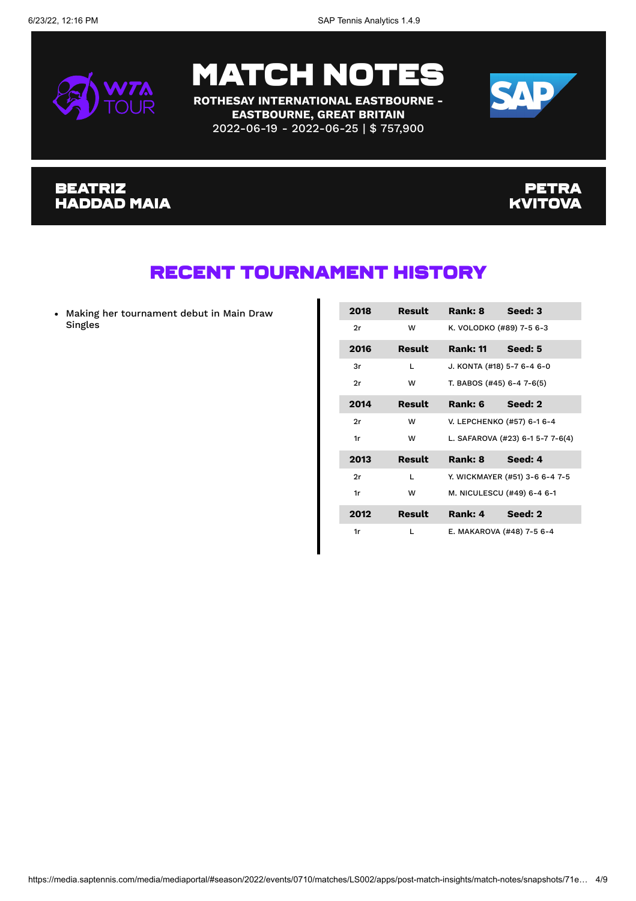# MATCH NOTES

**ROTHESAY INTERNATIONAL EASTBOURNE - EASTBOURNE, GREAT BRITAIN**
2022-06-19 - 2022-06-25 | $ 757,900

**BEATRIZ HADDAD MAIA** | **PETRA KVITOVA**

## RECENT TOURNAMENT HISTORY

- Making her tournament debut in Main Draw Singles

| 2018 | Result | Rank: 8 | Seed: 3 |
|---|---|---|---|
| 2r | W | K. VOLODKO (#89) 7-5 6-3 | |
| **2016** | **Result** | **Rank: 11** | **Seed: 5** |
| 3r | L | J. KONTA (#18) 5-7 6-4 6-0 | |
| 2r | W | T. BABOS (#45) 6-4 7-6(5) | |
| **2014** | **Result** | **Rank: 6** | **Seed: 2** |
| 2r | W | V. LEPCHENKO (#57) 6-1 6-4 | |
| 1r | W | L. SAFAROVA (#23) 6-1 5-7 7-6(4) | |
| **2013** | **Result** | **Rank: 8** | **Seed: 4** |
| 2r | L | Y. WICKMAYER (#51) 3-6 6-4 7-5 | |
| 1r | W | M. NICULESCU (#49) 6-4 6-1 | |
| **2012** | **Result** | **Rank: 4** | **Seed: 2** |
| 1r | L | E. MAKAROVA (#48) 7-5 6-4 | |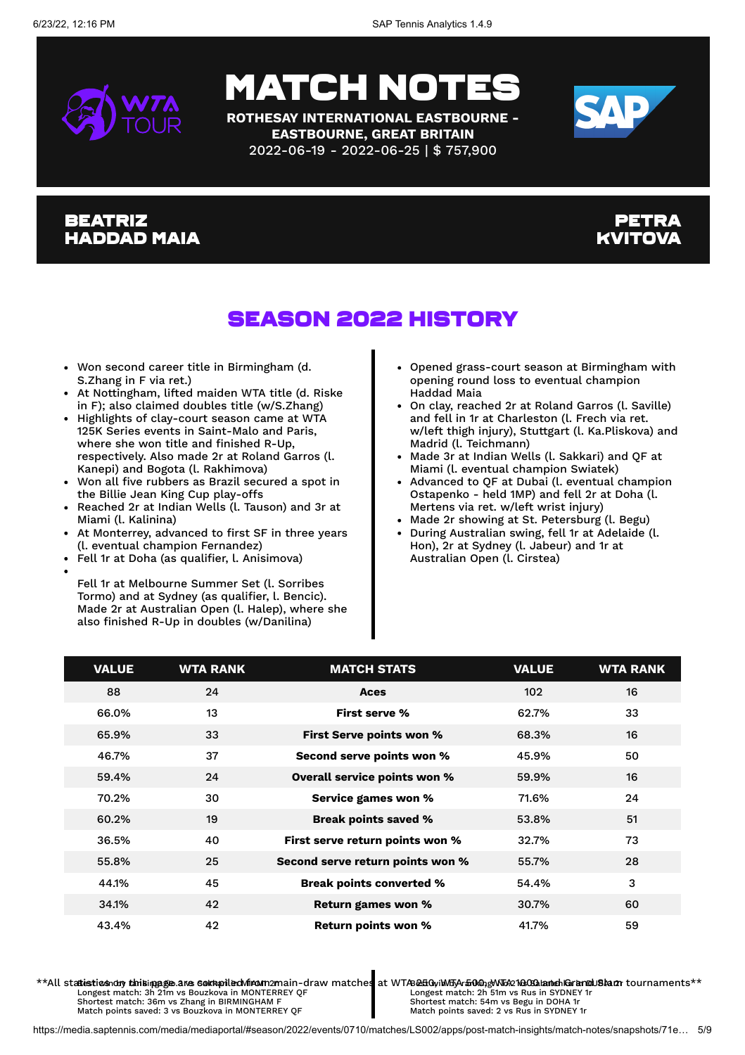# MATCH NOTES

**ROTHESAY INTERNATIONAL EASTBOURNE - EASTBOURNE, GREAT BRITAIN**

2022-06-19 - 2022-06-25 | $ 757,900

## BEATRIZ HADDAD MAIA

## PETRA KVITOVA

## SEASON 2022 HISTORY

**Beatriz Haddad Maia**

- Won second career title in Birmingham (d. S.Zhang in F via ret.)
- At Nottingham, lifted maiden WTA title (d. Riske in F); also claimed doubles title (w/S.Zhang)
- Highlights of clay-court season came at WTA 125K Series events in Saint-Malo and Paris, where she won title and finished R-Up, respectively. Also made 2r at Roland Garros (l. Kanepi) and Bogota (l. Rakhimova)
- Won all five rubbers as Brazil secured a spot in the Billie Jean King Cup play-offs
- Reached 2r at Indian Wells (l. Tauson) and 3r at Miami (l. Kalinina)
- At Monterrey, advanced to first SF in three years (l. eventual champion Fernandez)
- Fell 1r at Doha (as qualifier, l. Anisimova)
-
  Fell 1r at Melbourne Summer Set (l. Sorribes Tormo) and at Sydney (as qualifier, l. Bencic). Made 2r at Australian Open (l. Halep), where she also finished R-Up in doubles (w/Danilina)

**Petra Kvitova**

- Opened grass-court season at Birmingham with opening round loss to eventual champion Haddad Maia
- On clay, reached 2r at Roland Garros (l. Saville) and fell in 1r at Charleston (l. Frech via ret. w/left thigh injury), Stuttgart (l. Ka.Pliskova) and Madrid (l. Teichmann)
- Made 3r at Indian Wells (l. Sakkari) and QF at Miami (l. eventual champion Swiatek)
- Advanced to QF at Dubai (l. eventual champion Ostapenko - held 1MP) and fell 2r at Doha (l. Mertens via ret. w/left wrist injury)
- Made 2r showing at St. Petersburg (l. Begu)
- During Australian swing, fell 1r at Adelaide (l. Hon), 2r at Sydney (l. Jabeur) and 1r at Australian Open (l. Cirstea)

| VALUE | WTA RANK | MATCH STATS | VALUE | WTA RANK |
|---|---|---|---|---|
| 88 | 24 | Aces | 102 | 16 |
| 66.0% | 13 | First serve % | 62.7% | 33 |
| 65.9% | 33 | First Serve points won % | 68.3% | 16 |
| 46.7% | 37 | Second serve points won % | 45.9% | 50 |
| 59.4% | 24 | Overall service points won % | 59.9% | 16 |
| 70.2% | 30 | Service games won % | 71.6% | 24 |
| 60.2% | 19 | Break points saved % | 53.8% | 51 |
| 36.5% | 40 | First serve return points won % | 32.7% | 73 |
| 55.8% | 25 | Second serve return points won % | 55.7% | 28 |
| 44.1% | 45 | Break points converted % | 54.4% | 3 |
| 34.1% | 42 | Return games won % | 30.7% | 60 |
| 43.4% | 42 | Return points won % | 41.7% | 59 |

**All statistics on this page are compiled from main-draw matches at WTA 250, WTA 500, WTA 1000 and Grand Slam tournaments**

Longest match: 3h 21m vs Bouzkova in MONTERREY QF
Shortest match: 36m vs Zhang in BIRMINGHAM F
Match points saved: 3 vs Bouzkova in MONTERREY QF

Longest match: 2h 51m vs Rus in SYDNEY 1r
Shortest match: 54m vs Begu in DOHA 1r
Match points saved: 2 vs Rus in SYDNEY 1r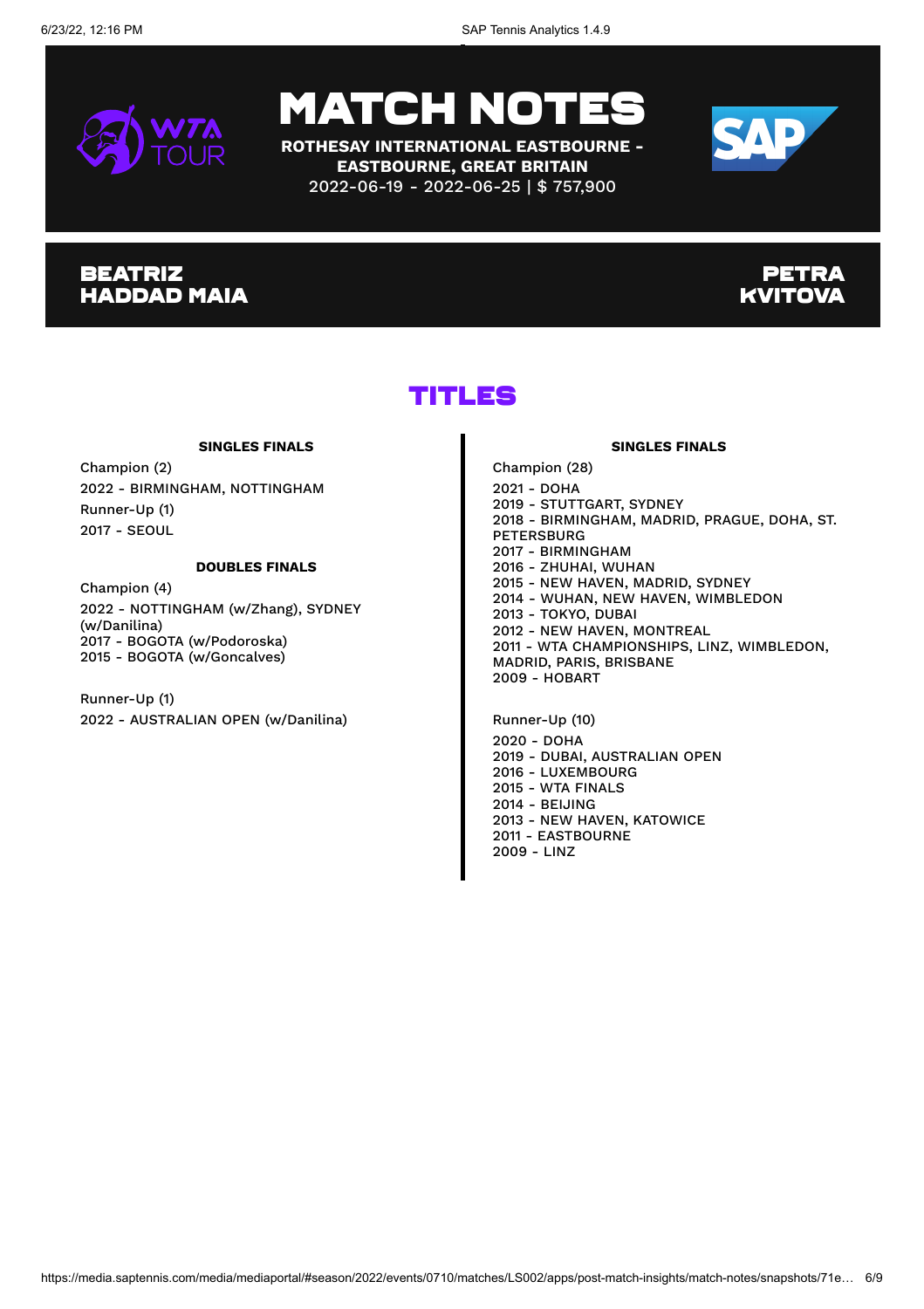# MATCH NOTES

**ROTHESAY INTERNATIONAL EASTBOURNE - EASTBOURNE, GREAT BRITAIN**

2022-06-19 - 2022-06-25 | $ 757,900

## BEATRIZ HADDAD MAIA

## PETRA KVITOVA

## TITLES

### BEATRIZ HADDAD MAIA

**SINGLES FINALS**

Champion (2)

2022 - BIRMINGHAM, NOTTINGHAM

Runner-Up (1)

2017 - SEOUL

**DOUBLES FINALS**

Champion (4)

2022 - NOTTINGHAM (w/Zhang), SYDNEY (w/Danilina)
2017 - BOGOTA (w/Podoroska)
2015 - BOGOTA (w/Goncalves)

Runner-Up (1)

2022 - AUSTRALIAN OPEN (w/Danilina)

### PETRA KVITOVA

**SINGLES FINALS**

Champion (28)

2021 - DOHA
2019 - STUTTGART, SYDNEY
2018 - BIRMINGHAM, MADRID, PRAGUE, DOHA, ST. PETERSBURG
2017 - BIRMINGHAM
2016 - ZHUHAI, WUHAN
2015 - NEW HAVEN, MADRID, SYDNEY
2014 - WUHAN, NEW HAVEN, WIMBLEDON
2013 - TOKYO, DUBAI
2012 - NEW HAVEN, MONTREAL
2011 - WTA CHAMPIONSHIPS, LINZ, WIMBLEDON, MADRID, PARIS, BRISBANE
2009 - HOBART

Runner-Up (10)

2020 - DOHA
2019 - DUBAI, AUSTRALIAN OPEN
2016 - LUXEMBOURG
2015 - WTA FINALS
2014 - BEIJING
2013 - NEW HAVEN, KATOWICE
2011 - EASTBOURNE
2009 - LINZ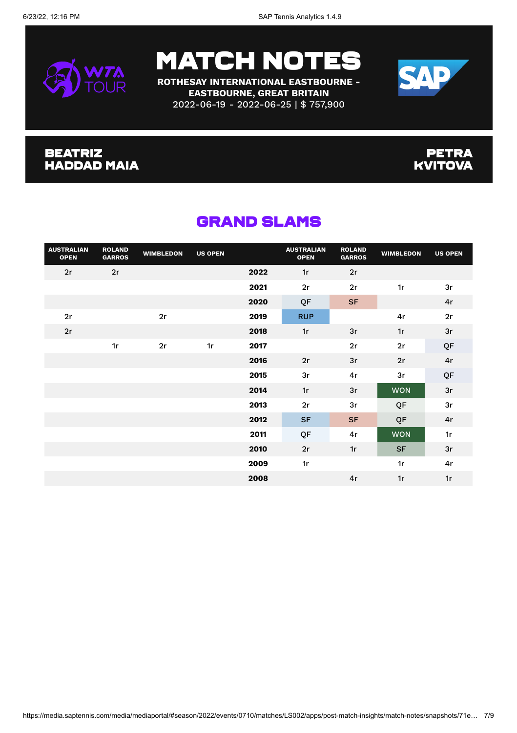# MATCH NOTES

**ROTHESAY INTERNATIONAL EASTBOURNE - EASTBOURNE, GREAT BRITAIN**

2022-06-19 - 2022-06-25 | $ 757,900

**BEATRIZ HADDAD MAIA** | **PETRA KVITOVA**

## GRAND SLAMS

| AUSTRALIAN OPEN | ROLAND GARROS | WIMBLEDON | US OPEN | | AUSTRALIAN OPEN | ROLAND GARROS | WIMBLEDON | US OPEN |
|---|---|---|---|---|---|---|---|---|
| 2r | 2r | | | **2022** | 1r | 2r | | |
| | | | | **2021** | 2r | 2r | 1r | 3r |
| | | | | **2020** | QF | SF | | 4r |
| 2r | | 2r | | **2019** | RUP | | 4r | 2r |
| 2r | | | | **2018** | 1r | 3r | 1r | 3r |
| | 1r | 2r | 1r | **2017** | | 2r | 2r | QF |
| | | | | **2016** | 2r | 3r | 2r | 4r |
| | | | | **2015** | 3r | 4r | 3r | QF |
| | | | | **2014** | 1r | 3r | WON | 3r |
| | | | | **2013** | 2r | 3r | QF | 3r |
| | | | | **2012** | SF | SF | QF | 4r |
| | | | | **2011** | QF | 4r | WON | 1r |
| | | | | **2010** | 2r | 1r | SF | 3r |
| | | | | **2009** | 1r | | 1r | 4r |
| | | | | **2008** | | 4r | 1r | 1r |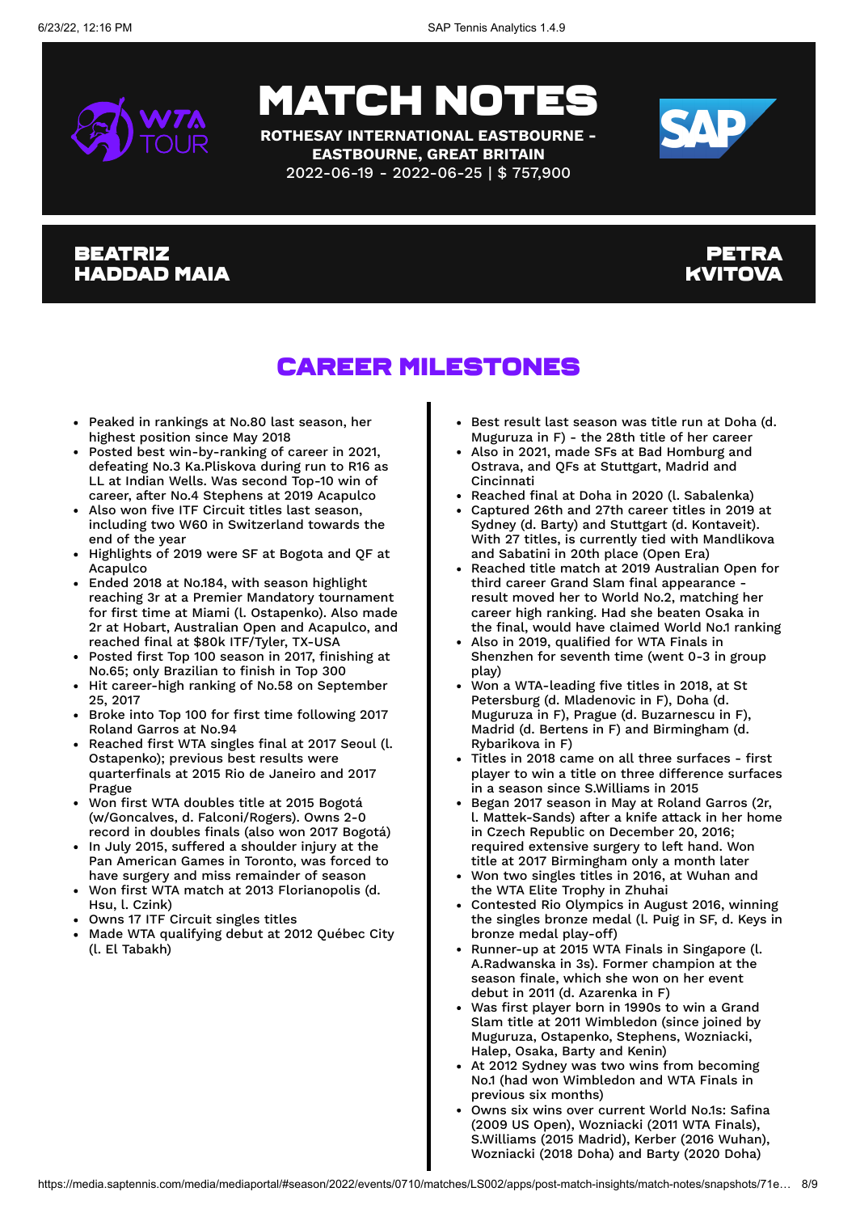# MATCH NOTES

**ROTHESAY INTERNATIONAL EASTBOURNE - EASTBOURNE, GREAT BRITAIN**

2022-06-19 - 2022-06-25 | $ 757,900

## BEATRIZ HADDAD MAIA

## PETRA KVITOVA

## CAREER MILESTONES

### Beatriz Haddad Maia

- Peaked in rankings at No.80 last season, her highest position since May 2018
- Posted best win-by-ranking of career in 2021, defeating No.3 Ka.Pliskova during run to R16 as LL at Indian Wells. Was second Top-10 win of career, after No.4 Stephens at 2019 Acapulco
- Also won five ITF Circuit titles last season, including two W60 in Switzerland towards the end of the year
- Highlights of 2019 were SF at Bogota and QF at Acapulco
- Ended 2018 at No.184, with season highlight reaching 3r at a Premier Mandatory tournament for first time at Miami (l. Ostapenko). Also made 2r at Hobart, Australian Open and Acapulco, and reached final at $80k ITF/Tyler, TX-USA
- Posted first Top 100 season in 2017, finishing at No.65; only Brazilian to finish in Top 300
- Hit career-high ranking of No.58 on September 25, 2017
- Broke into Top 100 for first time following 2017 Roland Garros at No.94
- Reached first WTA singles final at 2017 Seoul (l. Ostapenko); previous best results were quarterfinals at 2015 Rio de Janeiro and 2017 Prague
- Won first WTA doubles title at 2015 Bogotá (w/Goncalves, d. Falconi/Rogers). Owns 2-0 record in doubles finals (also won 2017 Bogotá)
- In July 2015, suffered a shoulder injury at the Pan American Games in Toronto, was forced to have surgery and miss remainder of season
- Won first WTA match at 2013 Florianopolis (d. Hsu, l. Czink)
- Owns 17 ITF Circuit singles titles
- Made WTA qualifying debut at 2012 Québec City (l. El Tabakh)

### Petra Kvitova

- Best result last season was title run at Doha (d. Muguruza in F) - the 28th title of her career
- Also in 2021, made SFs at Bad Homburg and Ostrava, and QFs at Stuttgart, Madrid and Cincinnati
- Reached final at Doha in 2020 (l. Sabalenka)
- Captured 26th and 27th career titles in 2019 at Sydney (d. Barty) and Stuttgart (d. Kontaveit). With 27 titles, is currently tied with Mandlikova and Sabatini in 20th place (Open Era)
- Reached title match at 2019 Australian Open for third career Grand Slam final appearance - result moved her to World No.2, matching her career high ranking. Had she beaten Osaka in the final, would have claimed World No.1 ranking
- Also in 2019, qualified for WTA Finals in Shenzhen for seventh time (went 0-3 in group play)
- Won a WTA-leading five titles in 2018, at St Petersburg (d. Mladenovic in F), Doha (d. Muguruza in F), Prague (d. Buzarnescu in F), Madrid (d. Bertens in F) and Birmingham (d. Rybarikova in F)
- Titles in 2018 came on all three surfaces - first player to win a title on three difference surfaces in a season since S.Williams in 2015
- Began 2017 season in May at Roland Garros (2r, l. Mattek-Sands) after a knife attack in her home in Czech Republic on December 20, 2016; required extensive surgery to left hand. Won title at 2017 Birmingham only a month later
- Won two singles titles in 2016, at Wuhan and the WTA Elite Trophy in Zhuhai
- Contested Rio Olympics in August 2016, winning the singles bronze medal (l. Puig in SF, d. Keys in bronze medal play-off)
- Runner-up at 2015 WTA Finals in Singapore (l. A.Radwanska in 3s). Former champion at the season finale, which she won on her event debut in 2011 (d. Azarenka in F)
- Was first player born in 1990s to win a Grand Slam title at 2011 Wimbledon (since joined by Muguruza, Ostapenko, Stephens, Wozniacki, Halep, Osaka, Barty and Kenin)
- At 2012 Sydney was two wins from becoming No.1 (had won Wimbledon and WTA Finals in previous six months)
- Owns six wins over current World No.1s: Safina (2009 US Open), Wozniacki (2011 WTA Finals), S.Williams (2015 Madrid), Kerber (2016 Wuhan), Wozniacki (2018 Doha) and Barty (2020 Doha)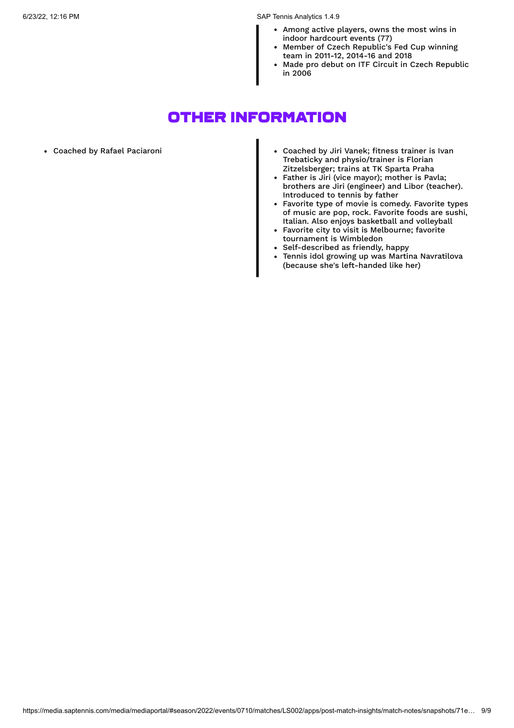- Among active players, owns the most wins in indoor hardcourt events (77)
- Member of Czech Republic's Fed Cup winning team in 2011-12, 2014-16 and 2018
- Made pro debut on ITF Circuit in Czech Republic in 2006

## OTHER INFORMATION

- Coached by Rafael Paciaroni

- Coached by Jiri Vanek; fitness trainer is Ivan Trebaticky and physio/trainer is Florian Zitzelsberger; trains at TK Sparta Praha
- Father is Jiri (vice mayor); mother is Pavla; brothers are Jiri (engineer) and Libor (teacher). Introduced to tennis by father
- Favorite type of movie is comedy. Favorite types of music are pop, rock. Favorite foods are sushi, Italian. Also enjoys basketball and volleyball
- Favorite city to visit is Melbourne; favorite tournament is Wimbledon
- Self-described as friendly, happy
- Tennis idol growing up was Martina Navratilova (because she's left-handed like her)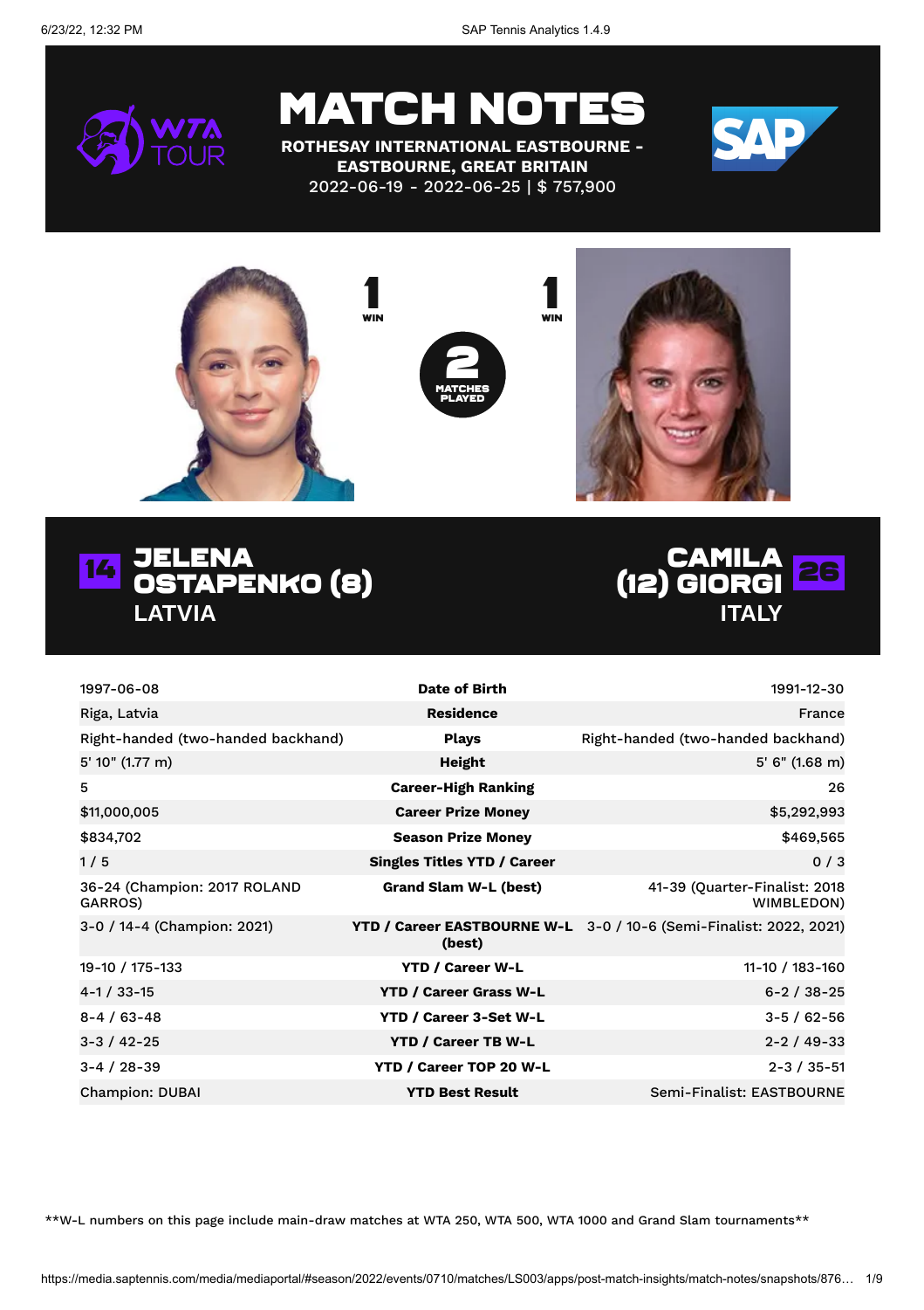# MATCH NOTES

**ROTHESAY INTERNATIONAL EASTBOURNE - EASTBOURNE, GREAT BRITAIN**
2022-06-19 - 2022-06-25 | $ 757,900

1 WIN — **2 MATCHES PLAYED** — 1 WIN

## 14 JELENA OSTAPENKO (8) — LATVIA

## CAMILA (12) GIORGI 26 — ITALY

| JELENA OSTAPENKO | | CAMILA GIORGI |
|---|---|---|
| 1997-06-08 | **Date of Birth** | 1991-12-30 |
| Riga, Latvia | **Residence** | France |
| Right-handed (two-handed backhand) | **Plays** | Right-handed (two-handed backhand) |
| 5' 10" (1.77 m) | **Height** | 5' 6" (1.68 m) |
| 5 | **Career-High Ranking** | 26 |
| $11,000,005 | **Career Prize Money** | $5,292,993 |
| $834,702 | **Season Prize Money** | $469,565 |
| 1 / 5 | **Singles Titles YTD / Career** | 0 / 3 |
| 36-24 (Champion: 2017 ROLAND GARROS) | **Grand Slam W-L (best)** | 41-39 (Quarter-Finalist: 2018 WIMBLEDON) |
| 3-0 / 14-4 (Champion: 2021) | **YTD / Career EASTBOURNE W-L (best)** | 3-0 / 10-6 (Semi-Finalist: 2022, 2021) |
| 19-10 / 175-133 | **YTD / Career W-L** | 11-10 / 183-160 |
| 4-1 / 33-15 | **YTD / Career Grass W-L** | 6-2 / 38-25 |
| 8-4 / 63-48 | **YTD / Career 3-Set W-L** | 3-5 / 62-56 |
| 3-3 / 42-25 | **YTD / Career TB W-L** | 2-2 / 49-33 |
| 3-4 / 28-39 | **YTD / Career TOP 20 W-L** | 2-3 / 35-51 |
| Champion: DUBAI | **YTD Best Result** | Semi-Finalist: EASTBOURNE |

**W-L numbers on this page include main-draw matches at WTA 250, WTA 500, WTA 1000 and Grand Slam tournaments**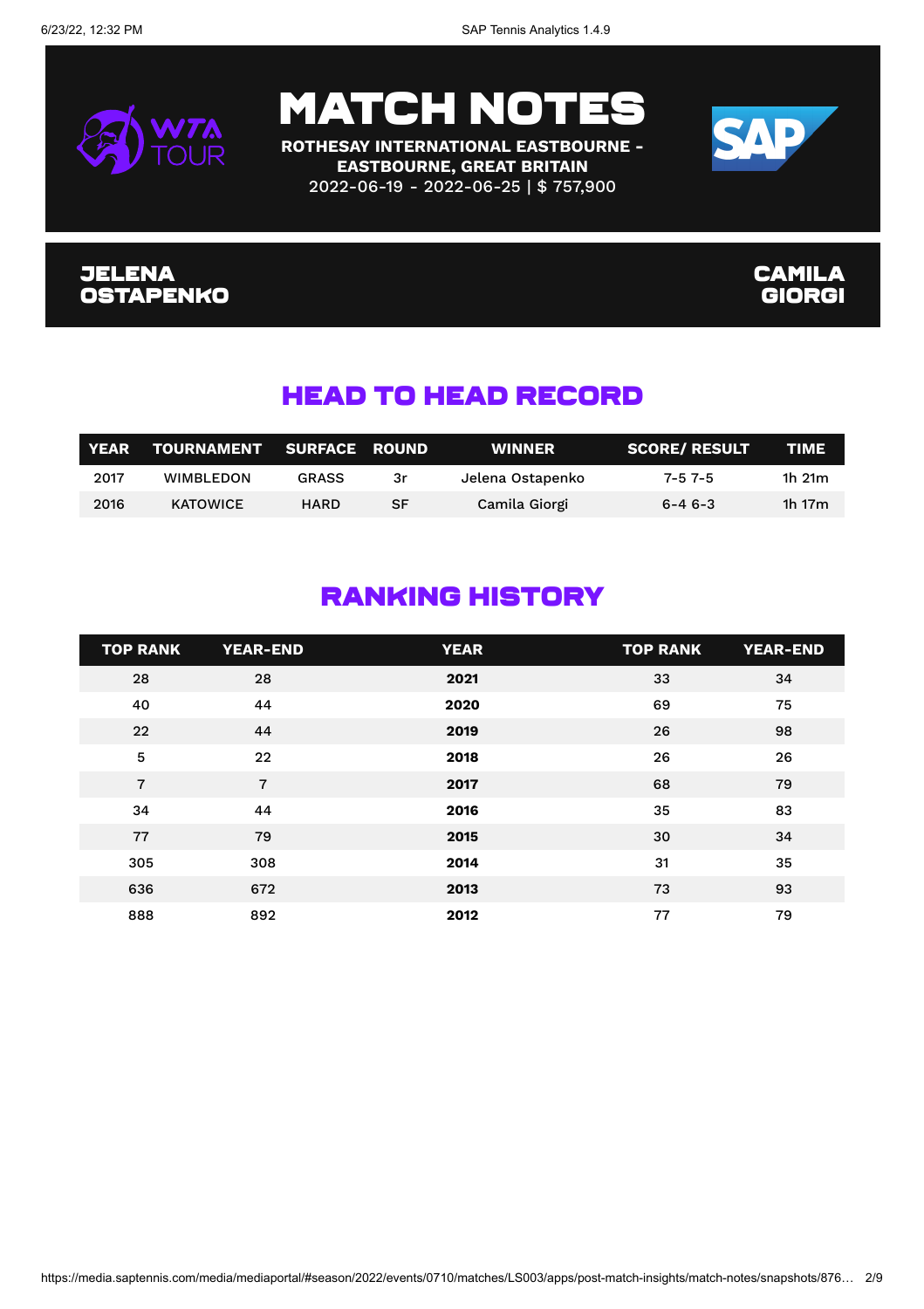# MATCH NOTES

**ROTHESAY INTERNATIONAL EASTBOURNE - EASTBOURNE, GREAT BRITAIN**
2022-06-19 - 2022-06-25 | $ 757,900

**JELENA OSTAPENKO** — **CAMILA GIORGI**

## HEAD TO HEAD RECORD

| YEAR | TOURNAMENT | SURFACE | ROUND | WINNER | SCORE/ RESULT | TIME |
|---|---|---|---|---|---|---|
| 2017 | WIMBLEDON | GRASS | 3r | Jelena Ostapenko | 7-5 7-5 | 1h 21m |
| 2016 | KATOWICE | HARD | SF | Camila Giorgi | 6-4 6-3 | 1h 17m |

## RANKING HISTORY

| TOP RANK | YEAR-END | YEAR | TOP RANK | YEAR-END |
|---|---|---|---|---|
| 28 | 28 | **2021** | 33 | 34 |
| 40 | 44 | **2020** | 69 | 75 |
| 22 | 44 | **2019** | 26 | 98 |
| 5 | 22 | **2018** | 26 | 26 |
| 7 | 7 | **2017** | 68 | 79 |
| 34 | 44 | **2016** | 35 | 83 |
| 77 | 79 | **2015** | 30 | 34 |
| 305 | 308 | **2014** | 31 | 35 |
| 636 | 672 | **2013** | 73 | 93 |
| 888 | 892 | **2012** | 77 | 79 |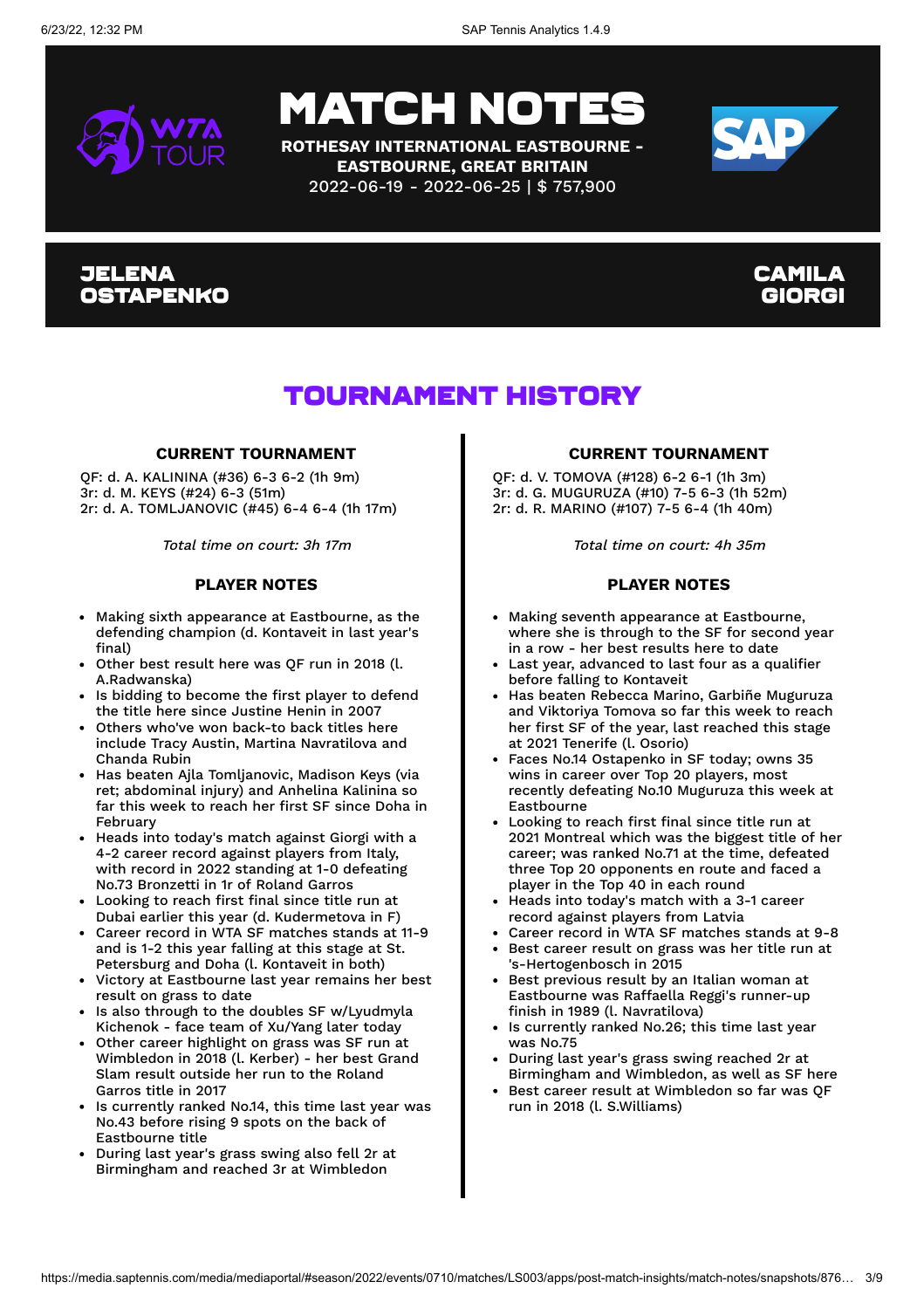# MATCH NOTES

**ROTHESAY INTERNATIONAL EASTBOURNE - EASTBOURNE, GREAT BRITAIN**
2022-06-19 - 2022-06-25 | $ 757,900

**JELENA OSTAPENKO** — **CAMILA GIORGI**

## TOURNAMENT HISTORY

### JELENA OSTAPENKO

#### CURRENT TOURNAMENT

QF: d. A. KALININA (#36) 6-3 6-2 (1h 9m)
3r: d. M. KEYS (#24) 6-3 (51m)
2r: d. A. TOMLJANOVIC (#45) 6-4 6-4 (1h 17m)

*Total time on court: 3h 17m*

#### PLAYER NOTES

- Making sixth appearance at Eastbourne, as the defending champion (d. Kontaveit in last year's final)
- Other best result here was QF run in 2018 (l. A.Radwanska)
- Is bidding to become the first player to defend the title here since Justine Henin in 2007
- Others who've won back-to back titles here include Tracy Austin, Martina Navratilova and Chanda Rubin
- Has beaten Ajla Tomljanovic, Madison Keys (via ret; abdominal injury) and Anhelina Kalinina so far this week to reach her first SF since Doha in February
- Heads into today's match against Giorgi with a 4-2 career record against players from Italy, with record in 2022 standing at 1-0 defeating No.73 Bronzetti in 1r of Roland Garros
- Looking to reach first final since title run at Dubai earlier this year (d. Kudermetova in F)
- Career record in WTA SF matches stands at 11-9 and is 1-2 this year falling at this stage at St. Petersburg and Doha (l. Kontaveit in both)
- Victory at Eastbourne last year remains her best result on grass to date
- Is also through to the doubles SF w/Lyudmyla Kichenok - face team of Xu/Yang later today
- Other career highlight on grass was SF run at Wimbledon in 2018 (l. Kerber) - her best Grand Slam result outside her run to the Roland Garros title in 2017
- Is currently ranked No.14, this time last year was No.43 before rising 9 spots on the back of Eastbourne title
- During last year's grass swing also fell 2r at Birmingham and reached 3r at Wimbledon

### CAMILA GIORGI

#### CURRENT TOURNAMENT

QF: d. V. TOMOVA (#128) 6-2 6-1 (1h 3m)
3r: d. G. MUGURUZA (#10) 7-5 6-3 (1h 52m)
2r: d. R. MARINO (#107) 7-5 6-4 (1h 40m)

*Total time on court: 4h 35m*

#### PLAYER NOTES

- Making seventh appearance at Eastbourne, where she is through to the SF for second year in a row - her best results here to date
- Last year, advanced to last four as a qualifier before falling to Kontaveit
- Has beaten Rebecca Marino, Garbiñe Muguruza and Viktoriya Tomova so far this week to reach her first SF of the year, last reached this stage at 2021 Tenerife (l. Osorio)
- Faces No.14 Ostapenko in SF today; owns 35 wins in career over Top 20 players, most recently defeating No.10 Muguruza this week at Eastbourne
- Looking to reach first final since title run at 2021 Montreal which was the biggest title of her career; was ranked No.71 at the time, defeated three Top 20 opponents en route and faced a player in the Top 40 in each round
- Heads into today's match with a 3-1 career record against players from Latvia
- Career record in WTA SF matches stands at 9-8
- Best career result on grass was her title run at 's-Hertogenbosch in 2015
- Best previous result by an Italian woman at Eastbourne was Raffaella Reggi's runner-up finish in 1989 (l. Navratilova)
- Is currently ranked No.26; this time last year was No.75
- During last year's grass swing reached 2r at Birmingham and Wimbledon, as well as SF here
- Best career result at Wimbledon so far was QF run in 2018 (l. S.Williams)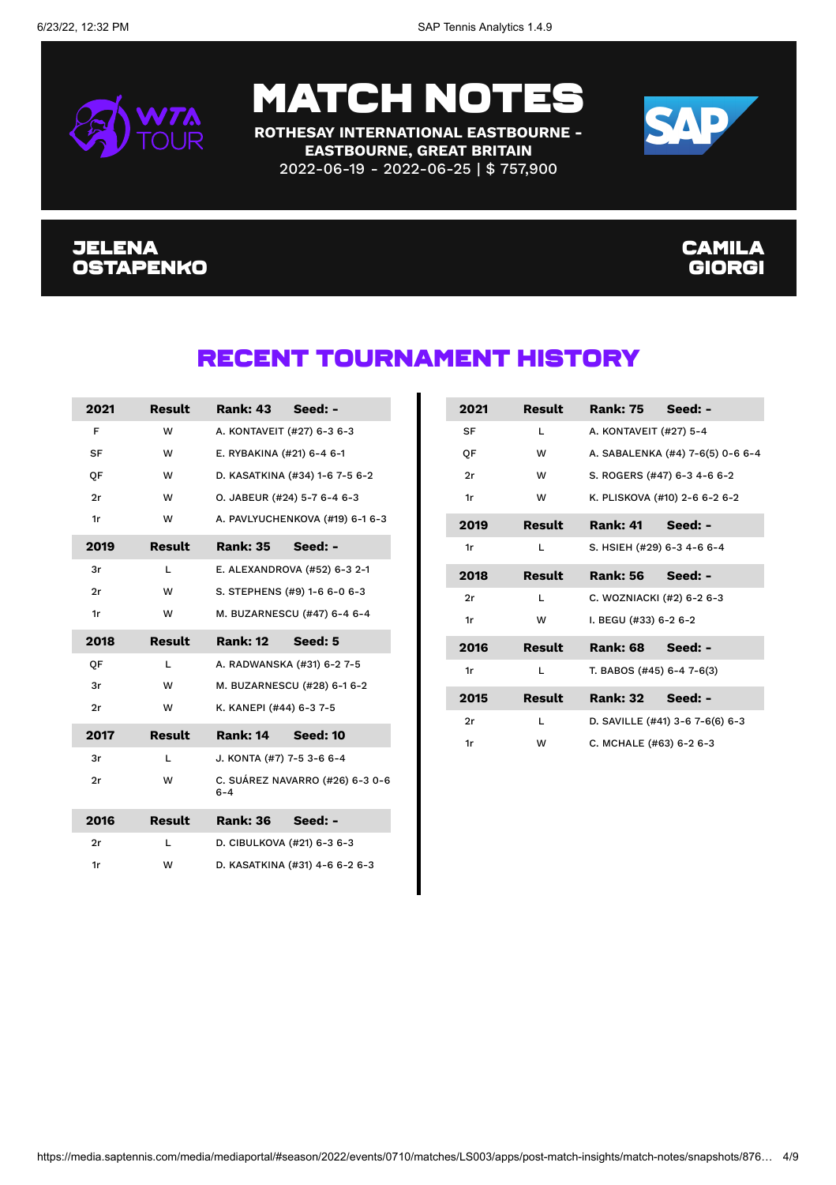# MATCH NOTES

**ROTHESAY INTERNATIONAL EASTBOURNE - EASTBOURNE, GREAT BRITAIN**
2022-06-19 - 2022-06-25 | $ 757,900

## JELENA OSTAPENKO

## CAMILA GIORGI

## RECENT TOURNAMENT HISTORY

### Jelena Ostapenko

| 2021 | Result | Rank: 43 Seed: - |
|---|---|---|
| F | W | A. KONTAVEIT (#27) 6-3 6-3 |
| SF | W | E. RYBAKINA (#21) 6-4 6-1 |
| QF | W | D. KASATKINA (#34) 1-6 7-5 6-2 |
| 2r | W | O. JABEUR (#24) 5-7 6-4 6-3 |
| 1r | W | A. PAVLYUCHENKOVA (#19) 6-1 6-3 |
| **2019** | **Result** | **Rank: 35 Seed: -** |
| 3r | L | E. ALEXANDROVA (#52) 6-3 2-1 |
| 2r | W | S. STEPHENS (#9) 1-6 6-0 6-3 |
| 1r | W | M. BUZARNESCU (#47) 6-4 6-4 |
| **2018** | **Result** | **Rank: 12 Seed: 5** |
| QF | L | A. RADWANSKA (#31) 6-2 7-5 |
| 3r | W | M. BUZARNESCU (#28) 6-1 6-2 |
| 2r | W | K. KANEPI (#44) 6-3 7-5 |
| **2017** | **Result** | **Rank: 14 Seed: 10** |
| 3r | L | J. KONTA (#7) 7-5 3-6 6-4 |
| 2r | W | C. SUÁREZ NAVARRO (#26) 6-3 0-6 6-4 |
| **2016** | **Result** | **Rank: 36 Seed: -** |
| 2r | L | D. CIBULKOVA (#21) 6-3 6-3 |
| 1r | W | D. KASATKINA (#31) 4-6 6-2 6-3 |

### Camila Giorgi

| 2021 | Result | Rank: 75 Seed: - |
|---|---|---|
| SF | L | A. KONTAVEIT (#27) 5-4 |
| QF | W | A. SABALENKA (#4) 7-6(5) 0-6 6-4 |
| 2r | W | S. ROGERS (#47) 6-3 4-6 6-2 |
| 1r | W | K. PLISKOVA (#10) 2-6 6-2 6-2 |
| **2019** | **Result** | **Rank: 41 Seed: -** |
| 1r | L | S. HSIEH (#29) 6-3 4-6 6-4 |
| **2018** | **Result** | **Rank: 56 Seed: -** |
| 2r | L | C. WOZNIACKI (#2) 6-2 6-3 |
| 1r | W | I. BEGU (#33) 6-2 6-2 |
| **2016** | **Result** | **Rank: 68 Seed: -** |
| 1r | L | T. BABOS (#45) 6-4 7-6(3) |
| **2015** | **Result** | **Rank: 32 Seed: -** |
| 2r | L | D. SAVILLE (#41) 3-6 7-6(6) 6-3 |
| 1r | W | C. MCHALE (#63) 6-2 6-3 |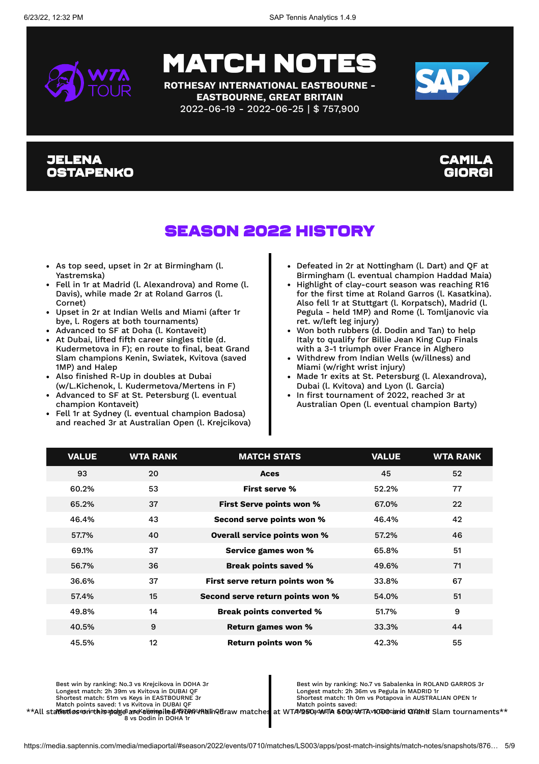# MATCH NOTES

**ROTHESAY INTERNATIONAL EASTBOURNE - EASTBOURNE, GREAT BRITAIN**
2022-06-19 - 2022-06-25 | $ 757,900

**JELENA OSTAPENKO** | **CAMILA GIORGI**

## SEASON 2022 HISTORY

**Jelena Ostapenko**

- As top seed, upset in 2r at Birmingham (l. Yastremska)
- Fell in 1r at Madrid (l. Alexandrova) and Rome (l. Davis), while made 2r at Roland Garros (l. Cornet)
- Upset in 2r at Indian Wells and Miami (after 1r bye, l. Rogers at both tournaments)
- Advanced to SF at Doha (l. Kontaveit)
- At Dubai, lifted fifth career singles title (d. Kudermetova in F); en route to final, beat Grand Slam champions Kenin, Swiatek, Kvitova (saved 1MP) and Halep
- Also finished R-Up in doubles at Dubai (w/L.Kichenok, l. Kudermetova/Mertens in F)
- Advanced to SF at St. Petersburg (l. eventual champion Kontaveit)
- Fell 1r at Sydney (l. eventual champion Badosa) and reached 3r at Australian Open (l. Krejcikova)

**Camila Giorgi**

- Defeated in 2r at Nottingham (l. Dart) and QF at Birmingham (l. eventual champion Haddad Maia)
- Highlight of clay-court season was reaching R16 for the first time at Roland Garros (l. Kasatkina). Also fell 1r at Stuttgart (l. Korpatsch), Madrid (l. Pegula - held 1MP) and Rome (l. Tomljanovic via ret. w/left leg injury)
- Won both rubbers (d. Dodin and Tan) to help Italy to qualify for Billie Jean King Cup Finals with a 3-1 triumph over France in Alghero
- Withdrew from Indian Wells (w/illness) and Miami (w/right wrist injury)
- Made 1r exits at St. Petersburg (l. Alexandrova), Dubai (l. Kvitova) and Lyon (l. Garcia)
- In first tournament of 2022, reached 3r at Australian Open (l. eventual champion Barty)

| VALUE | WTA RANK | MATCH STATS | VALUE | WTA RANK |
|---|---|---|---|---|
| 93 | 20 | **Aces** | 45 | 52 |
| 60.2% | 53 | **First serve %** | 52.2% | 77 |
| 65.2% | 37 | **First Serve points won %** | 67.0% | 22 |
| 46.4% | 43 | **Second serve points won %** | 46.4% | 42 |
| 57.7% | 40 | **Overall service points won %** | 57.2% | 46 |
| 69.1% | 37 | **Service games won %** | 65.8% | 51 |
| 56.7% | 36 | **Break points saved %** | 49.6% | 71 |
| 36.6% | 37 | **First serve return points won %** | 33.8% | 67 |
| 57.4% | 15 | **Second serve return points won %** | 54.0% | 51 |
| 49.8% | 14 | **Break points converted %** | 51.7% | 9 |
| 40.5% | 9 | **Return games won %** | 33.3% | 44 |
| 45.5% | 12 | **Return points won %** | 42.3% | 55 |

**Jelena Ostapenko**

Best win by ranking: No.3 vs Krejcikova in DOHA 3r
Longest match: 2h 39m vs Kvitova in DUBAI QF
Shortest match: 51m vs Keys in EASTBOURNE 3r
Match points saved: 1 vs Kvitova in DUBAI QF
Most aces in a match: 8 vs Kalinina in EASTBOURNE QF
8 vs Dodin in DOHA 1r

**Camila Giorgi**

Best win by ranking: No.7 vs Sabalenka in ROLAND GARROS 3r
Longest match: 2h 36m vs Pegula in MADRID 1r
Shortest match: 1h 0m vs Potapova in AUSTRALIAN OPEN 1r
Match points saved:
Most aces in a match: 8 vs Garcia in LYON 1r

**All statistics on this page are compiled from main draw matches at WTA 250, WTA 500, WTA 1000 and Grand Slam tournaments**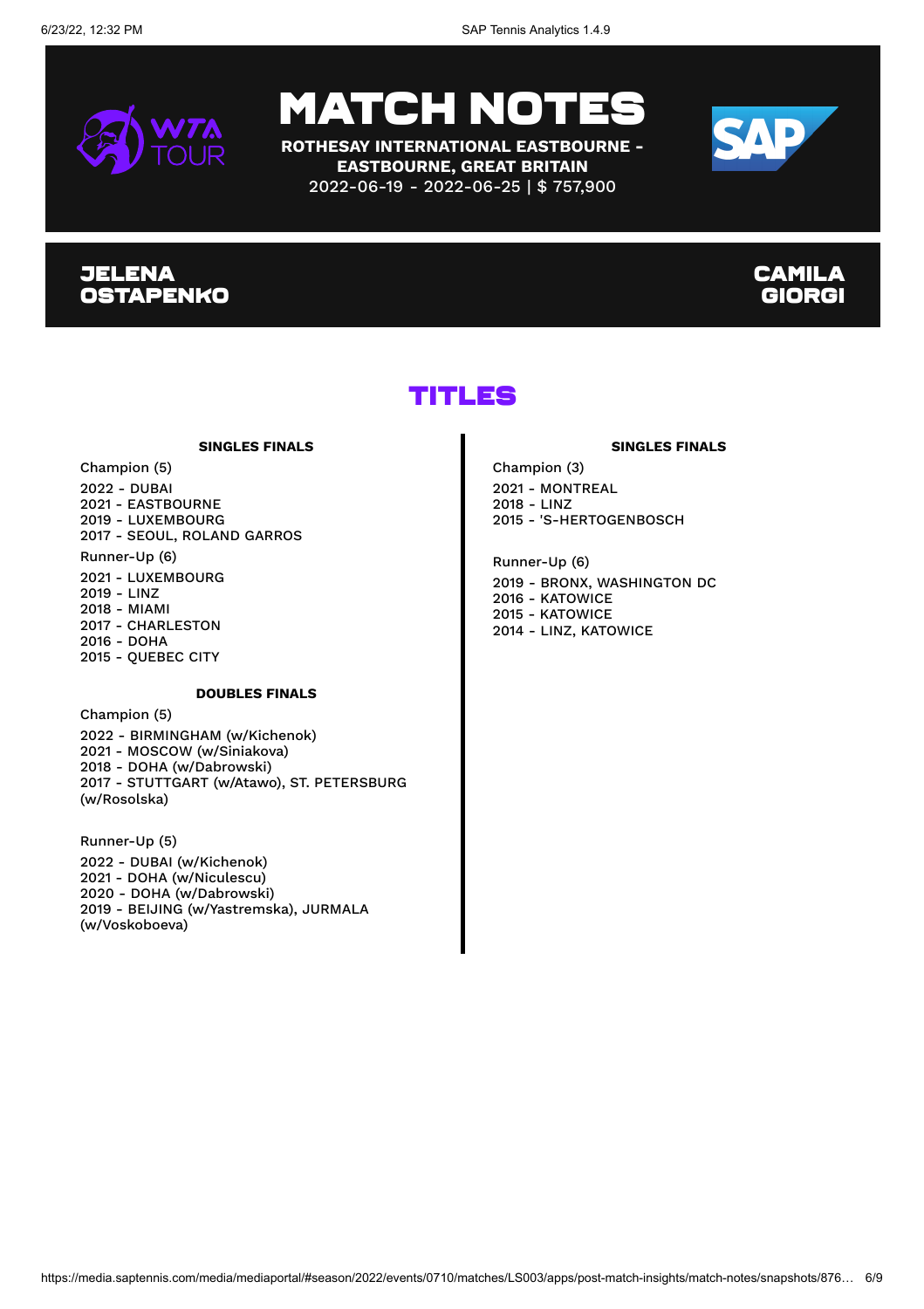# MATCH NOTES

**ROTHESAY INTERNATIONAL EASTBOURNE - EASTBOURNE, GREAT BRITAIN**

2022-06-19 - 2022-06-25 | $ 757,900

**JELENA OSTAPENKO** | **CAMILA GIORGI**

## TITLES

### JELENA OSTAPENKO

#### SINGLES FINALS

Champion (5)

2022 - DUBAI
2021 - EASTBOURNE
2019 - LUXEMBOURG
2017 - SEOUL, ROLAND GARROS

Runner-Up (6)

2021 - LUXEMBOURG
2019 - LINZ
2018 - MIAMI
2017 - CHARLESTON
2016 - DOHA
2015 - QUEBEC CITY

#### DOUBLES FINALS

Champion (5)

2022 - BIRMINGHAM (w/Kichenok)
2021 - MOSCOW (w/Siniakova)
2018 - DOHA (w/Dabrowski)
2017 - STUTTGART (w/Atawo), ST. PETERSBURG (w/Rosolska)

Runner-Up (5)

2022 - DUBAI (w/Kichenok)
2021 - DOHA (w/Niculescu)
2020 - DOHA (w/Dabrowski)
2019 - BEIJING (w/Yastremska), JURMALA (w/Voskoboeva)

### CAMILA GIORGI

#### SINGLES FINALS

Champion (3)

2021 - MONTREAL
2018 - LINZ
2015 - 'S-HERTOGENBOSCH

Runner-Up (6)

2019 - BRONX, WASHINGTON DC
2016 - KATOWICE
2015 - KATOWICE
2014 - LINZ, KATOWICE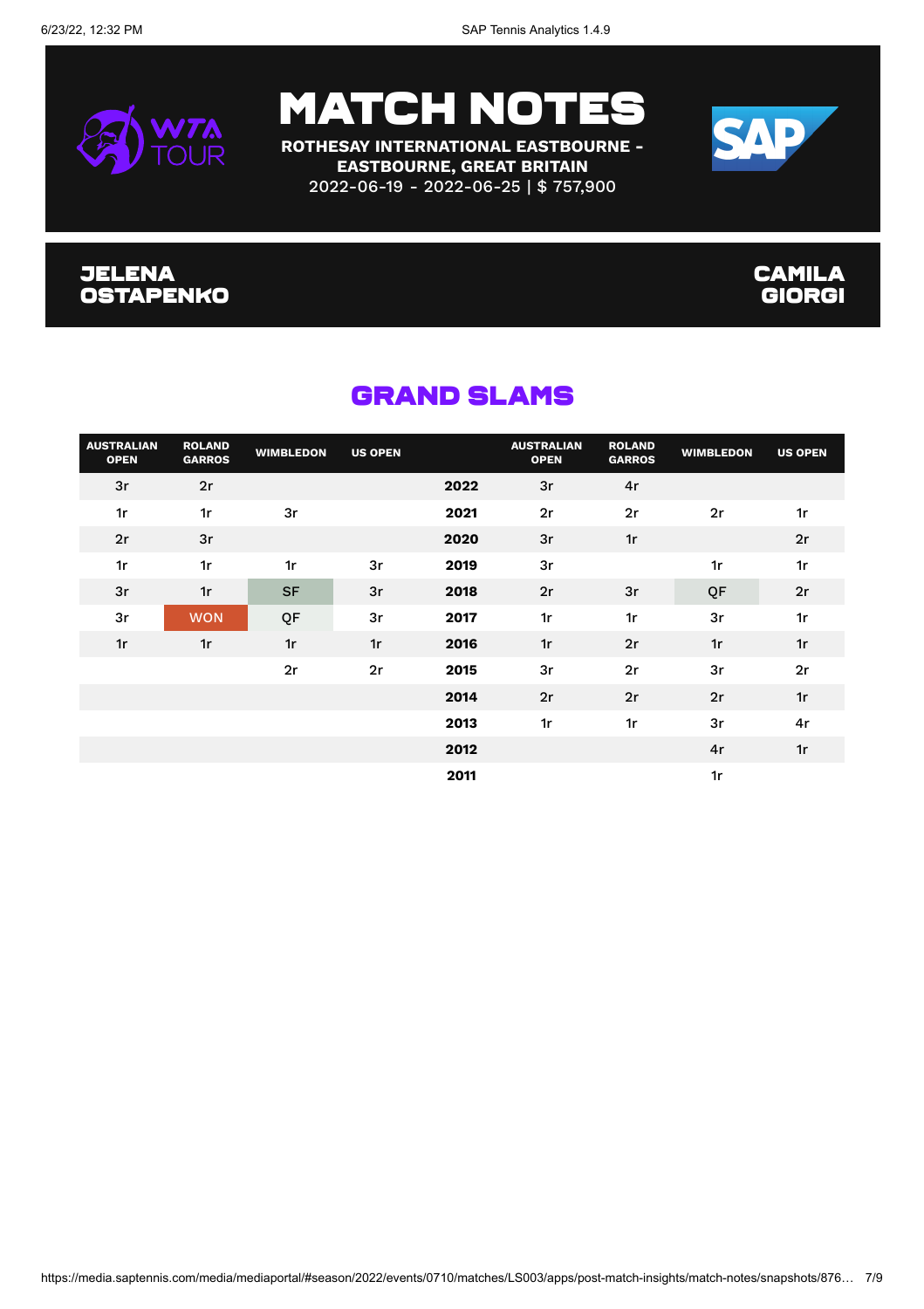# MATCH NOTES

**ROTHESAY INTERNATIONAL EASTBOURNE - EASTBOURNE, GREAT BRITAIN**
2022-06-19 - 2022-06-25 | $ 757,900

**JELENA OSTAPENKO** | **CAMILA GIORGI**

## GRAND SLAMS

| AUSTRALIAN OPEN | ROLAND GARROS | WIMBLEDON | US OPEN | | AUSTRALIAN OPEN | ROLAND GARROS | WIMBLEDON | US OPEN |
|---|---|---|---|---|---|---|---|---|
| 3r | 2r | | | **2022** | 3r | 4r | | |
| 1r | 1r | 3r | | **2021** | 2r | 2r | 2r | 1r |
| 2r | 3r | | | **2020** | 3r | 1r | | 2r |
| 1r | 1r | 1r | 3r | **2019** | 3r | | 1r | 1r |
| 3r | 1r | SF | 3r | **2018** | 2r | 3r | QF | 2r |
| 3r | WON | QF | 3r | **2017** | 1r | 1r | 3r | 1r |
| 1r | 1r | 1r | 1r | **2016** | 1r | 2r | 1r | 1r |
| | | 2r | 2r | **2015** | 3r | 2r | 3r | 2r |
| | | | | **2014** | 2r | 2r | 2r | 1r |
| | | | | **2013** | 1r | 1r | 3r | 4r |
| | | | | **2012** | | | 4r | 1r |
| | | | | **2011** | | | 1r | |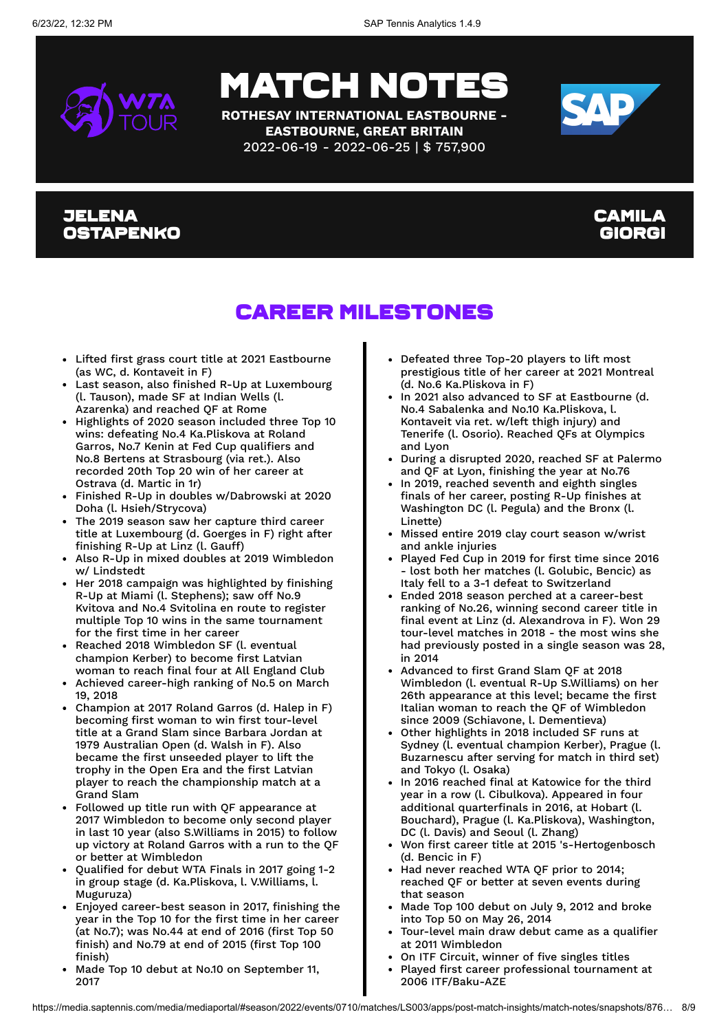# MATCH NOTES

**ROTHESAY INTERNATIONAL EASTBOURNE - EASTBOURNE, GREAT BRITAIN**
2022-06-19 - 2022-06-25 | $ 757,900

## JELENA OSTAPENKO

## CAMILA GIORGI

# CAREER MILESTONES

### Jelena Ostapenko

- Lifted first grass court title at 2021 Eastbourne (as WC, d. Kontaveit in F)
- Last season, also finished R-Up at Luxembourg (l. Tauson), made SF at Indian Wells (l. Azarenka) and reached QF at Rome
- Highlights of 2020 season included three Top 10 wins: defeating No.4 Ka.Pliskova at Roland Garros, No.7 Kenin at Fed Cup qualifiers and No.8 Bertens at Strasbourg (via ret.). Also recorded 20th Top 20 win of her career at Ostrava (d. Martic in 1r)
- Finished R-Up in doubles w/Dabrowski at 2020 Doha (l. Hsieh/Strycova)
- The 2019 season saw her capture third career title at Luxembourg (d. Goerges in F) right after finishing R-Up at Linz (l. Gauff)
- Also R-Up in mixed doubles at 2019 Wimbledon w/ Lindstedt
- Her 2018 campaign was highlighted by finishing R-Up at Miami (l. Stephens); saw off No.9 Kvitova and No.4 Svitolina en route to register multiple Top 10 wins in the same tournament for the first time in her career
- Reached 2018 Wimbledon SF (l. eventual champion Kerber) to become first Latvian woman to reach final four at All England Club
- Achieved career-high ranking of No.5 on March 19, 2018
- Champion at 2017 Roland Garros (d. Halep in F) becoming first woman to win first tour-level title at a Grand Slam since Barbara Jordan at 1979 Australian Open (d. Walsh in F). Also became the first unseeded player to lift the trophy in the Open Era and the first Latvian player to reach the championship match at a Grand Slam
- Followed up title run with QF appearance at 2017 Wimbledon to become only second player in last 10 year (also S.Williams in 2015) to follow up victory at Roland Garros with a run to the QF or better at Wimbledon
- Qualified for debut WTA Finals in 2017 going 1-2 in group stage (d. Ka.Pliskova, l. V.Williams, l. Muguruza)
- Enjoyed career-best season in 2017, finishing the year in the Top 10 for the first time in her career (at No.7); was No.44 at end of 2016 (first Top 50 finish) and No.79 at end of 2015 (first Top 100 finish)
- Made Top 10 debut at No.10 on September 11, 2017

### Camila Giorgi

- Defeated three Top-20 players to lift most prestigious title of her career at 2021 Montreal (d. No.6 Ka.Pliskova in F)
- In 2021 also advanced to SF at Eastbourne (d. No.4 Sabalenka and No.10 Ka.Pliskova, l. Kontaveit via ret. w/left thigh injury) and Tenerife (l. Osorio). Reached QFs at Olympics and Lyon
- During a disrupted 2020, reached SF at Palermo and QF at Lyon, finishing the year at No.76
- In 2019, reached seventh and eighth singles finals of her career, posting R-Up finishes at Washington DC (l. Pegula) and the Bronx (l. Linette)
- Missed entire 2019 clay court season w/wrist and ankle injuries
- Played Fed Cup in 2019 for first time since 2016 - lost both her matches (l. Golubic, Bencic) as Italy fell to a 3-1 defeat to Switzerland
- Ended 2018 season perched at a career-best ranking of No.26, winning second career title in final event at Linz (d. Alexandrova in F). Won 29 tour-level matches in 2018 - the most wins she had previously posted in a single season was 28, in 2014
- Advanced to first Grand Slam QF at 2018 Wimbledon (l. eventual R-Up S.Williams) on her 26th appearance at this level; became the first Italian woman to reach the QF of Wimbledon since 2009 (Schiavone, l. Dementieva)
- Other highlights in 2018 included SF runs at Sydney (l. eventual champion Kerber), Prague (l. Buzarnescu after serving for match in third set) and Tokyo (l. Osaka)
- In 2016 reached final at Katowice for the third year in a row (l. Cibulkova). Appeared in four additional quarterfinals in 2016, at Hobart (l. Bouchard), Prague (l. Ka.Pliskova), Washington, DC (l. Davis) and Seoul (l. Zhang)
- Won first career title at 2015 's-Hertogenbosch (d. Bencic in F)
- Had never reached WTA QF prior to 2014; reached QF or better at seven events during that season
- Made Top 100 debut on July 9, 2012 and broke into Top 50 on May 26, 2014
- Tour-level main draw debut came as a qualifier at 2011 Wimbledon
- On ITF Circuit, winner of five singles titles
- Played first career professional tournament at 2006 ITF/Baku-AZE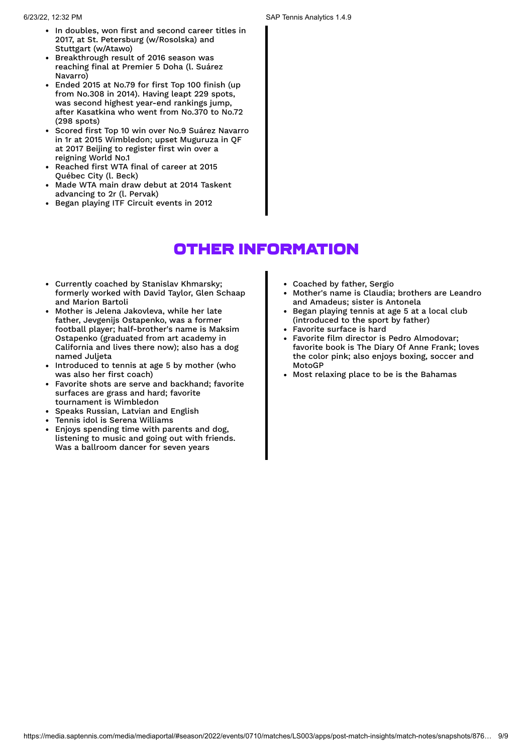- In doubles, won first and second career titles in 2017, at St. Petersburg (w/Rosolska) and Stuttgart (w/Atawo)
- Breakthrough result of 2016 season was reaching final at Premier 5 Doha (l. Suárez Navarro)
- Ended 2015 at No.79 for first Top 100 finish (up from No.308 in 2014). Having leapt 229 spots, was second highest year-end rankings jump, after Kasatkina who went from No.370 to No.72 (298 spots)
- Scored first Top 10 win over No.9 Suárez Navarro in 1r at 2015 Wimbledon; upset Muguruza in QF at 2017 Beijing to register first win over a reigning World No.1
- Reached first WTA final of career at 2015 Québec City (l. Beck)
- Made WTA main draw debut at 2014 Taskent advancing to 2r (l. Pervak)
- Began playing ITF Circuit events in 2012

## OTHER INFORMATION

- Currently coached by Stanislav Khmarsky; formerly worked with David Taylor, Glen Schaap and Marion Bartoli
- Mother is Jelena Jakovleva, while her late father, Jevgenijs Ostapenko, was a former football player; half-brother's name is Maksim Ostapenko (graduated from art academy in California and lives there now); also has a dog named Juljeta
- Introduced to tennis at age 5 by mother (who was also her first coach)
- Favorite shots are serve and backhand; favorite surfaces are grass and hard; favorite tournament is Wimbledon
- Speaks Russian, Latvian and English
- Tennis idol is Serena Williams
- Enjoys spending time with parents and dog, listening to music and going out with friends. Was a ballroom dancer for seven years

- Coached by father, Sergio
- Mother's name is Claudia; brothers are Leandro and Amadeus; sister is Antonela
- Began playing tennis at age 5 at a local club (introduced to the sport by father)
- Favorite surface is hard
- Favorite film director is Pedro Almodovar; favorite book is The Diary Of Anne Frank; loves the color pink; also enjoys boxing, soccer and MotoGP
- Most relaxing place to be is the Bahamas